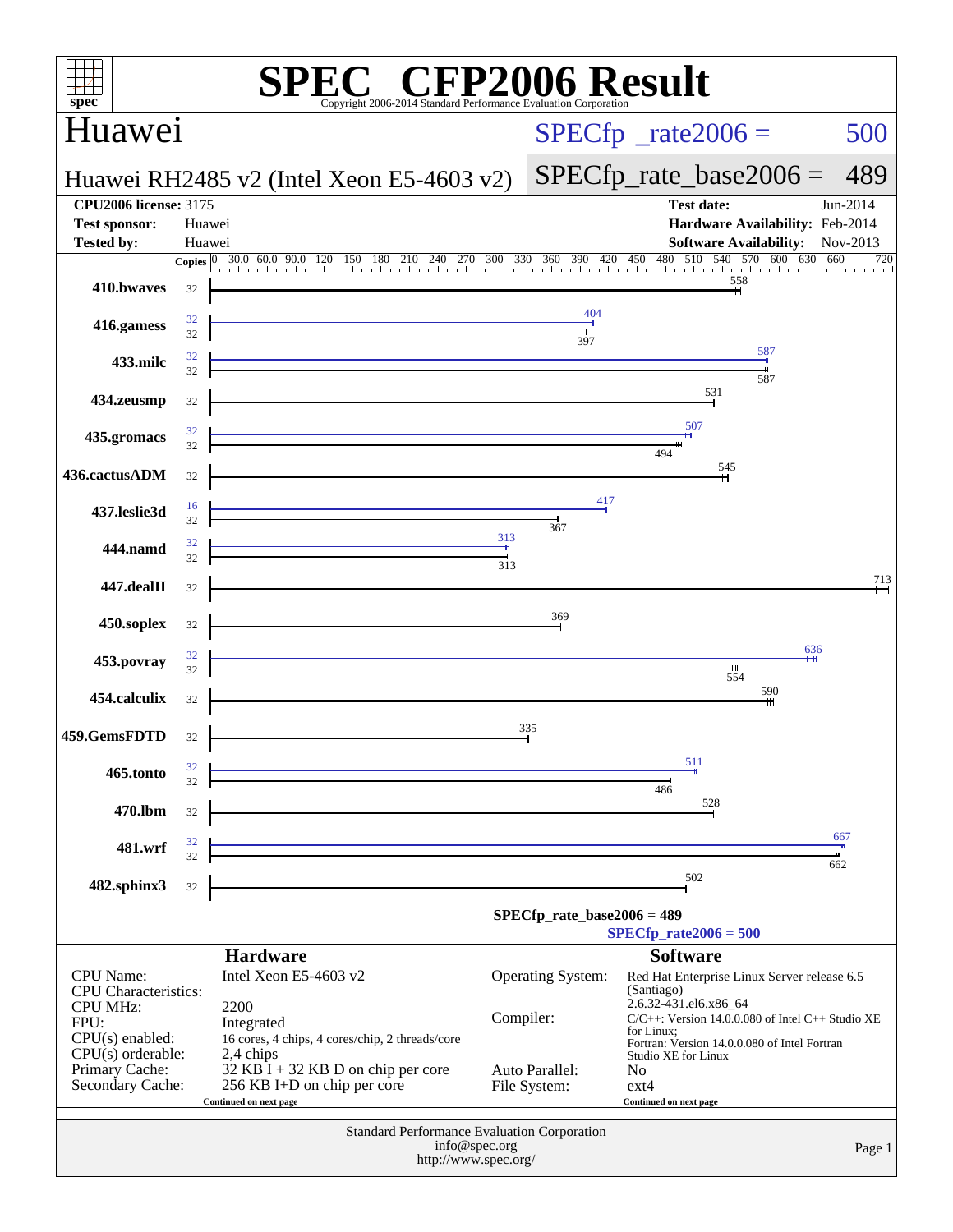# SPEC CFP2006 Result

Copyright 2006-2014 Standard Performance Evaluation Corporation

## Huawei

**Huawei RH2485 v2 (Intel Xeon E5-4603 v2)**

SPECfp_rate2006 = 500

SPECfp_rate_base2006 = 489

| | | | |
|---|---|---|---|
| **CPU2006 license:** | 3175 | **Test date:** | Jun-2014 |
| **Test sponsor:** | Huawei | **Hardware Availability:** | Feb-2014 |
| **Tested by:** | Huawei | **Software Availability:** | Nov-2013 |

| Benchmark | Copies (peak) | Peak | Copies (base) | Base |
|---|---|---|---|---|
| 410.bwaves | | | 32 | 558 |
| 416.gamess | 32 | 404 | 32 | 397 |
| 433.milc | 32 | 587 | 32 | 587 |
| 434.zeusmp | | | 32 | 531 |
| 435.gromacs | 32 | 507 | 32 | 494 |
| 436.cactusADM | | | 32 | 545 |
| 437.leslie3d | 16 | 417 | 32 | 367 |
| 444.namd | 32 | 313 | 32 | 313 |
| 447.dealII | | | 32 | 713 |
| 450.soplex | | | 32 | 369 |
| 453.povray | 32 | 636 | 32 | 554 |
| 454.calculix | | | 32 | 590 |
| 459.GemsFDTD | | | 32 | 335 |
| 465.tonto | 32 | 511 | 32 | 486 |
| 470.lbm | | | 32 | 528 |
| 481.wrf | 32 | 667 | 32 | 662 |
| 482.sphinx3 | | | 32 | 502 |

SPECfp_rate_base2006 = 489

SPECfp_rate2006 = 500

## Hardware

| | |
|---|---|
| CPU Name: | Intel Xeon E5-4603 v2 |
| CPU Characteristics: | |
| CPU MHz: | 2200 |
| FPU: | Integrated |
| CPU(s) enabled: | 16 cores, 4 chips, 4 cores/chip, 2 threads/core |
| CPU(s) orderable: | 2,4 chips |
| Primary Cache: | 32 KB I + 32 KB D on chip per core |
| Secondary Cache: | 256 KB I+D on chip per core |

Continued on next page

## Software

| | |
|---|---|
| Operating System: | Red Hat Enterprise Linux Server release 6.5 (Santiago) 2.6.32-431.el6.x86_64 |
| Compiler: | C/C++: Version 14.0.0.080 of Intel C++ Studio XE for Linux; Fortran: Version 14.0.0.080 of Intel Fortran Studio XE for Linux |
| Auto Parallel: | No |
| File System: | ext4 |

Continued on next page

Standard Performance Evaluation Corporation
info@spec.org
http://www.spec.org/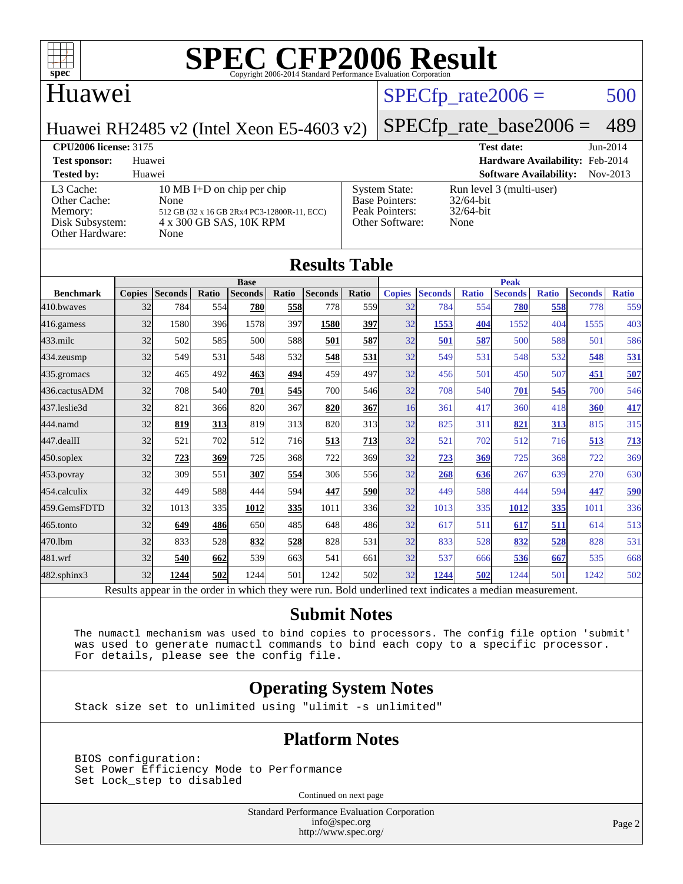# SPEC CFP2006 Result

Copyright 2006-2014 Standard Performance Evaluation Corporation

## Huawei

Huawei RH2485 v2 (Intel Xeon E5-4603 v2)

SPECfp_rate2006 = 500

SPECfp_rate_base2006 = 489

| | | | |
|---|---|---|---|
| **CPU2006 license:** 3175 | | **Test date:** | Jun-2014 |
| **Test sponsor:** | Huawei | **Hardware Availability:** | Feb-2014 |
| **Tested by:** | Huawei | **Software Availability:** | Nov-2013 |

| | | | |
|---|---|---|---|
| L3 Cache: | 10 MB I+D on chip per chip | System State: | Run level 3 (multi-user) |
| Other Cache: | None | Base Pointers: | 32/64-bit |
| Memory: | 512 GB (32 x 16 GB 2Rx4 PC3-12800R-11, ECC) | Peak Pointers: | 32/64-bit |
| Disk Subsystem: | 4 x 300 GB SAS, 10K RPM | Other Software: | None |
| Other Hardware: | None | | |

## Results Table

| Benchmark | Base | | | | | | | Peak | | | | | | |
|---|---|---|---|---|---|---|---|---|---|---|---|---|---|---|
| | Copies | Seconds | Ratio | Seconds | Ratio | Seconds | Ratio | Copies | Seconds | Ratio | Seconds | Ratio | Seconds | Ratio |
| 410.bwaves | 32 | 784 | 554 | **780** | **558** | 778 | 559 | 32 | 784 | 554 | **780** | **558** | 778 | 559 |
| 416.gamess | 32 | 1580 | 396 | 1578 | 397 | **1580** | **397** | 32 | **1553** | **404** | 1552 | 404 | 1555 | 403 |
| 433.milc | 32 | 502 | 585 | 500 | 588 | **501** | **587** | 32 | **501** | **587** | 500 | 588 | 501 | 586 |
| 434.zeusmp | 32 | 549 | 531 | 548 | 532 | **548** | **531** | 32 | 549 | 531 | 548 | 532 | **548** | **531** |
| 435.gromacs | 32 | 465 | 492 | **463** | **494** | 459 | 497 | 32 | 456 | 501 | 450 | 507 | **451** | **507** |
| 436.cactusADM | 32 | 708 | 540 | **701** | **545** | 700 | 546 | 32 | 708 | 540 | **701** | **545** | 700 | 546 |
| 437.leslie3d | 32 | 821 | 366 | 820 | 367 | **820** | **367** | 16 | 361 | 417 | 360 | 418 | **360** | **417** |
| 444.namd | 32 | **819** | **313** | 819 | 313 | 820 | 313 | 32 | 825 | 311 | **821** | **313** | 815 | 315 |
| 447.dealII | 32 | 521 | 702 | 512 | 716 | **513** | **713** | 32 | 521 | 702 | 512 | 716 | **513** | **713** |
| 450.soplex | 32 | **723** | **369** | 725 | 368 | 722 | 369 | 32 | **723** | **369** | 725 | 368 | 722 | 369 |
| 453.povray | 32 | 309 | 551 | **307** | **554** | 306 | 556 | 32 | **268** | **636** | 267 | 639 | 270 | 630 |
| 454.calculix | 32 | 449 | 588 | 444 | 594 | **447** | **590** | 32 | 449 | 588 | 444 | 594 | **447** | **590** |
| 459.GemsFDTD | 32 | 1013 | 335 | **1012** | **335** | 1011 | 336 | 32 | 1013 | 335 | **1012** | **335** | 1011 | 336 |
| 465.tonto | 32 | **649** | **486** | 650 | 485 | 648 | 486 | 32 | 617 | 511 | **617** | **511** | 614 | 513 |
| 470.lbm | 32 | 833 | 528 | **832** | **528** | 828 | 531 | 32 | 833 | 528 | **832** | **528** | 828 | 531 |
| 481.wrf | 32 | **540** | **662** | 539 | 663 | 541 | 661 | 32 | 537 | 666 | **536** | **667** | 535 | 668 |
| 482.sphinx3 | 32 | **1244** | **502** | 1244 | 501 | 1242 | 502 | 32 | **1244** | **502** | 1244 | 501 | 1242 | 502 |

Results appear in the order in which they were run. Bold underlined text indicates a median measurement.

## Submit Notes

```
The numactl mechanism was used to bind copies to processors. The config file option 'submit'
was used to generate numactl commands to bind each copy to a specific processor.
For details, please see the config file.
```

## Operating System Notes

```
Stack size set to unlimited using "ulimit -s unlimited"
```

## Platform Notes

```
BIOS configuration:
Set Power Efficiency Mode to Performance
Set Lock_step to disabled
```

Continued on next page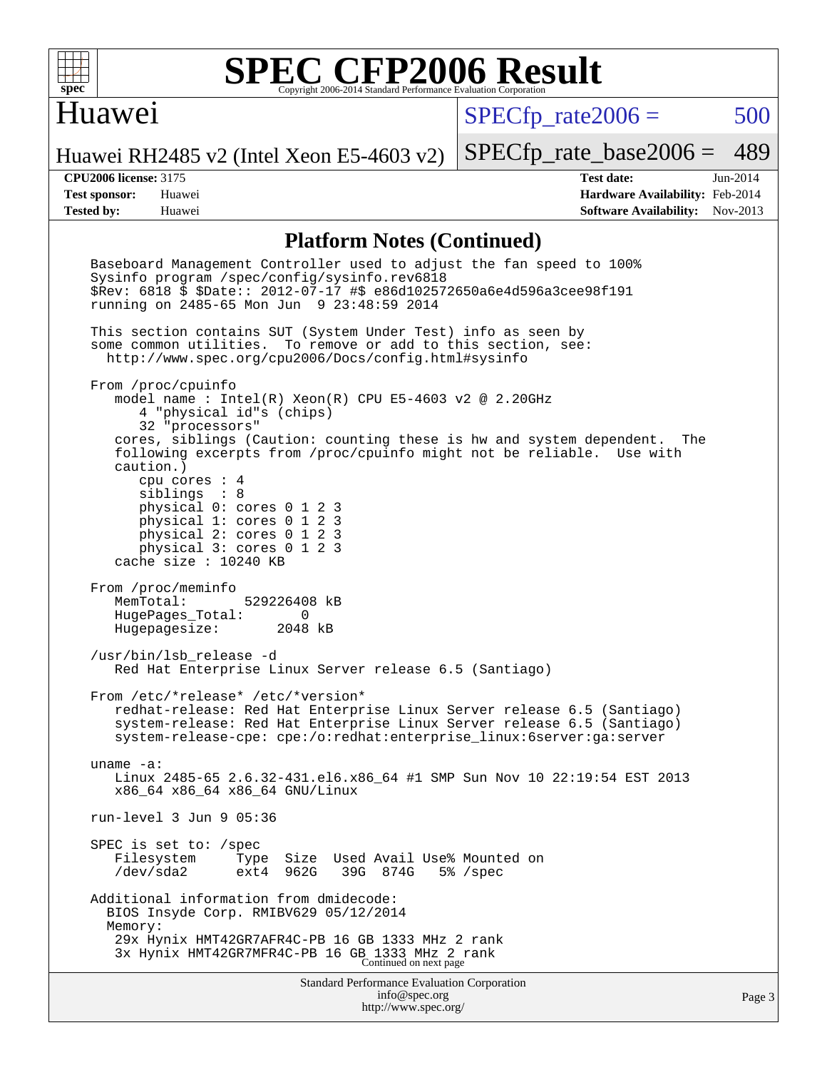# SPEC CFP2006 Result

Copyright 2006-2014 Standard Performance Evaluation Corporation

## Huawei

Huawei RH2485 v2 (Intel Xeon E5-4603 v2)

SPECfp_rate2006 = 500

SPECfp_rate_base2006 = 489

**CPU2006 license:** 3175
**Test sponsor:** Huawei
**Tested by:** Huawei

**Test date:** Jun-2014
**Hardware Availability:** Feb-2014
**Software Availability:** Nov-2013

### Platform Notes (Continued)

```
Baseboard Management Controller used to adjust the fan speed to 100%
Sysinfo program /spec/config/sysinfo.rev6818
$Rev: 6818 $ $Date:: 2012-07-17 #$ e86d102572650a6e4d596a3cee98f191
running on 2485-65 Mon Jun  9 23:48:59 2014

This section contains SUT (System Under Test) info as seen by
some common utilities.  To remove or add to this section, see:
  http://www.spec.org/cpu2006/Docs/config.html#sysinfo

From /proc/cpuinfo
   model name : Intel(R) Xeon(R) CPU E5-4603 v2 @ 2.20GHz
      4 "physical id"s (chips)
      32 "processors"
   cores, siblings (Caution: counting these is hw and system dependent.  The
   following excerpts from /proc/cpuinfo might not be reliable.  Use with
   caution.)
      cpu cores : 4
      siblings  : 8
      physical 0: cores 0 1 2 3
      physical 1: cores 0 1 2 3
      physical 2: cores 0 1 2 3
      physical 3: cores 0 1 2 3
   cache size : 10240 KB

From /proc/meminfo
   MemTotal:       529226408 kB
   HugePages_Total:       0
   Hugepagesize:       2048 kB

/usr/bin/lsb_release -d
   Red Hat Enterprise Linux Server release 6.5 (Santiago)

From /etc/*release* /etc/*version*
   redhat-release: Red Hat Enterprise Linux Server release 6.5 (Santiago)
   system-release: Red Hat Enterprise Linux Server release 6.5 (Santiago)
   system-release-cpe: cpe:/o:redhat:enterprise_linux:6server:ga:server

uname -a:
   Linux 2485-65 2.6.32-431.el6.x86_64 #1 SMP Sun Nov 10 22:19:54 EST 2013
   x86_64 x86_64 x86_64 GNU/Linux

run-level 3 Jun 9 05:36

SPEC is set to: /spec
   Filesystem     Type  Size  Used Avail Use% Mounted on
   /dev/sda2      ext4  962G   39G  874G   5% /spec

Additional information from dmidecode:
  BIOS Insyde Corp. RMIBV629 05/12/2014
  Memory:
   29x Hynix HMT42GR7AFR4C-PB 16 GB 1333 MHz 2 rank
   3x Hynix HMT42GR7MFR4C-PB 16 GB 1333 MHz 2 rank
```

Continued on next page

Standard Performance Evaluation Corporation
info@spec.org
http://www.spec.org/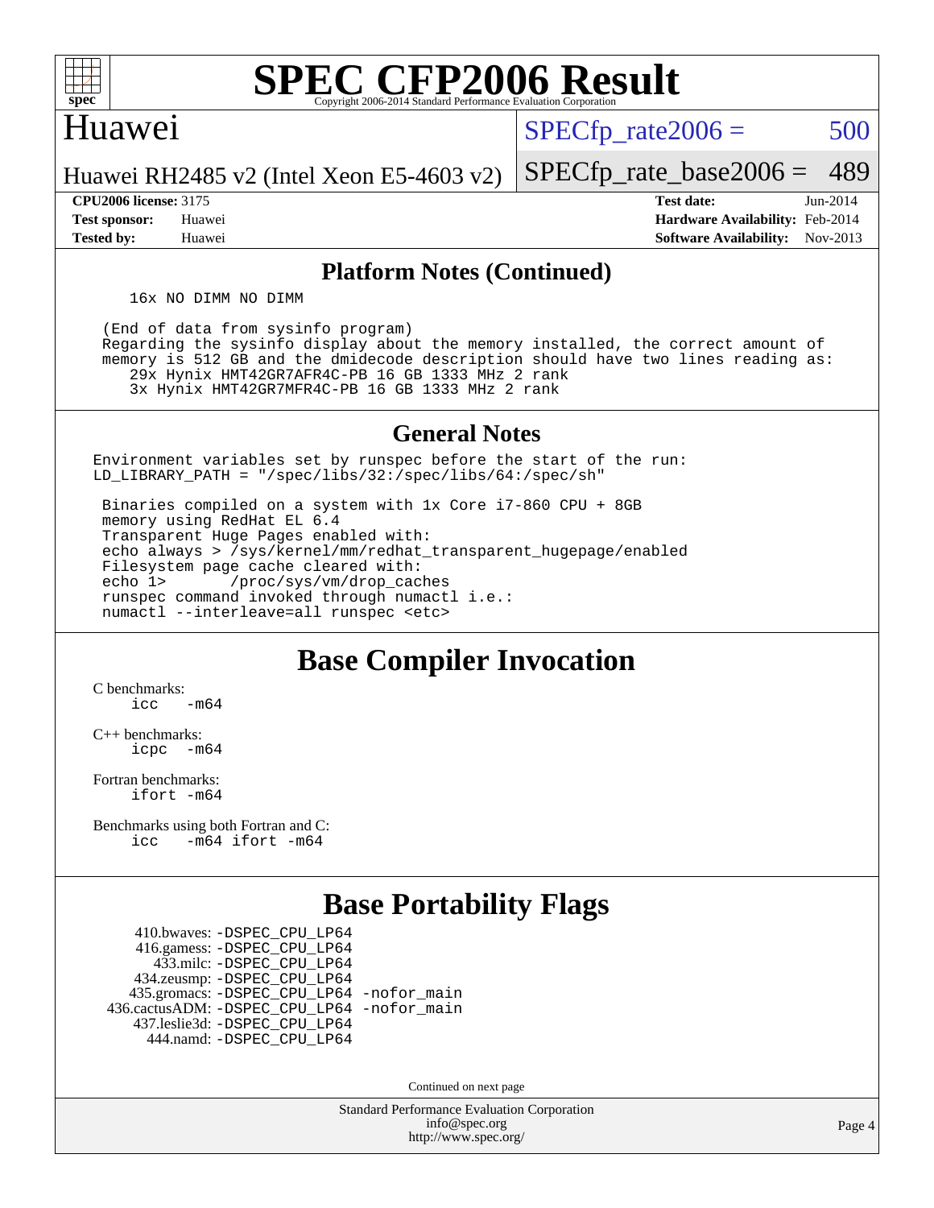# SPEC CFP2006 Result

## Huawei

Huawei RH2485 v2 (Intel Xeon E5-4603 v2)

SPECfp_rate2006 = 500

SPECfp_rate_base2006 = 489

**CPU2006 license:** 3175 **Test date:** Jun-2014

**Test sponsor:** Huawei **Hardware Availability:** Feb-2014

**Tested by:** Huawei **Software Availability:** Nov-2013

## Platform Notes (Continued)

```
    16x NO DIMM NO DIMM

 (End of data from sysinfo program)
 Regarding the sysinfo display about the memory installed, the correct amount of
 memory is 512 GB and the dmidecode description should have two lines reading as:
    29x Hynix HMT42GR7AFR4C-PB 16 GB 1333 MHz 2 rank
    3x Hynix HMT42GR7MFR4C-PB 16 GB 1333 MHz 2 rank
```

## General Notes

```
Environment variables set by runspec before the start of the run:
LD_LIBRARY_PATH = "/spec/libs/32:/spec/libs/64:/spec/sh"

 Binaries compiled on a system with 1x Core i7-860 CPU + 8GB
 memory using RedHat EL 6.4
 Transparent Huge Pages enabled with:
 echo always > /sys/kernel/mm/redhat_transparent_hugepage/enabled
 Filesystem page cache cleared with:
 echo 1>       /proc/sys/vm/drop_caches
 runspec command invoked through numactl i.e.:
 numactl --interleave=all runspec <etc>
```

## Base Compiler Invocation

C benchmarks:
```
icc   -m64
```

C++ benchmarks:
```
icpc  -m64
```

Fortran benchmarks:
```
ifort -m64
```

Benchmarks using both Fortran and C:
```
icc   -m64 ifort -m64
```

## Base Portability Flags

```
    410.bwaves: -DSPEC_CPU_LP64
    416.gamess: -DSPEC_CPU_LP64
      433.milc: -DSPEC_CPU_LP64
    434.zeusmp: -DSPEC_CPU_LP64
   435.gromacs: -DSPEC_CPU_LP64 -nofor_main
436.cactusADM: -DSPEC_CPU_LP64 -nofor_main
   437.leslie3d: -DSPEC_CPU_LP64
      444.namd: -DSPEC_CPU_LP64
```

Continued on next page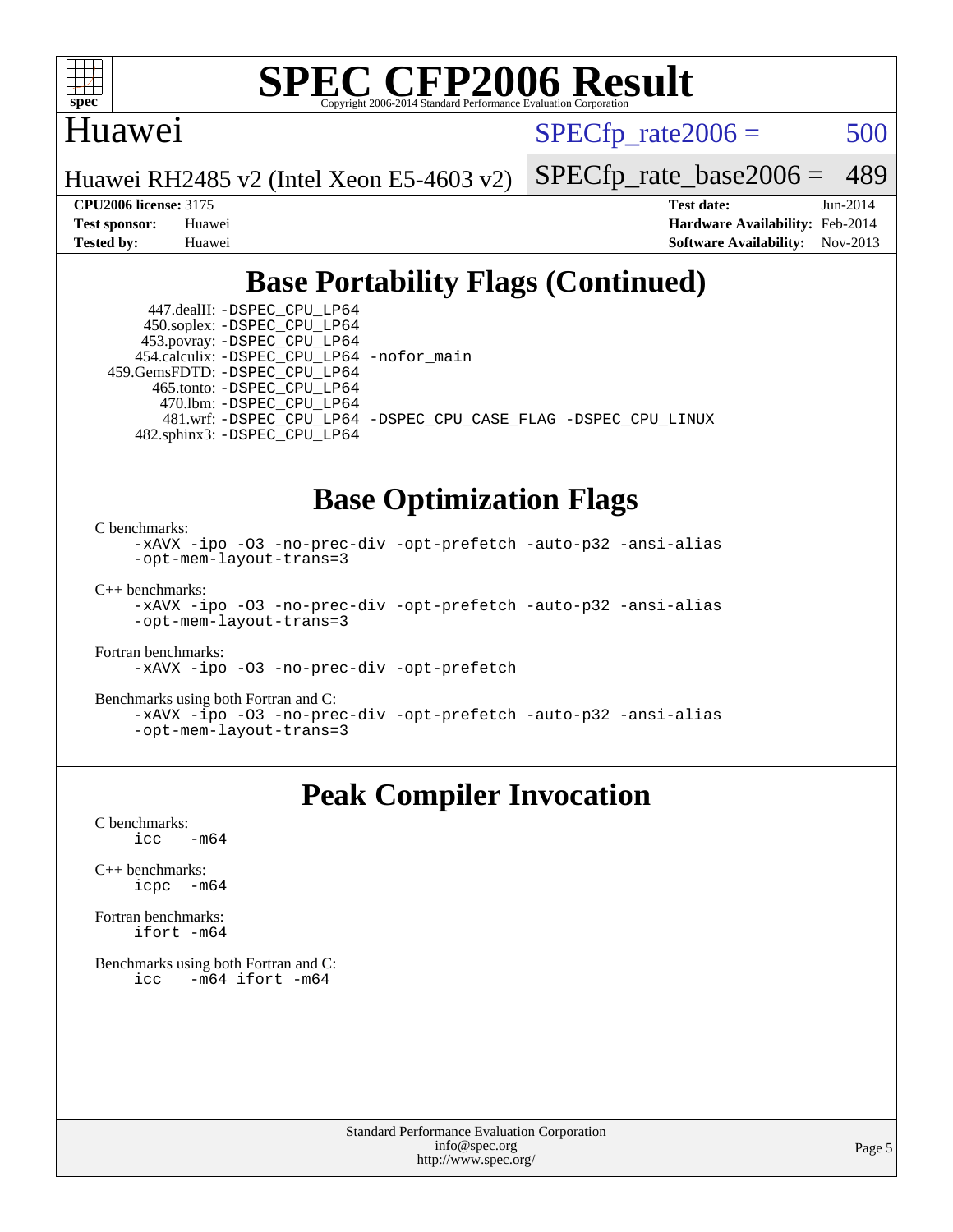## Base Portability Flags (Continued)

447.dealII: -DSPEC_CPU_LP64
450.soplex: -DSPEC_CPU_LP64
453.povray: -DSPEC_CPU_LP64
454.calculix: -DSPEC_CPU_LP64 -nofor_main
459.GemsFDTD: -DSPEC_CPU_LP64
465.tonto: -DSPEC_CPU_LP64
470.lbm: -DSPEC_CPU_LP64
481.wrf: -DSPEC_CPU_LP64 -DSPEC_CPU_CASE_FLAG -DSPEC_CPU_LINUX
482.sphinx3: -DSPEC_CPU_LP64

## Base Optimization Flags

C benchmarks:
-xAVX -ipo -O3 -no-prec-div -opt-prefetch -auto-p32 -ansi-alias -opt-mem-layout-trans=3

C++ benchmarks:
-xAVX -ipo -O3 -no-prec-div -opt-prefetch -auto-p32 -ansi-alias -opt-mem-layout-trans=3

Fortran benchmarks:
-xAVX -ipo -O3 -no-prec-div -opt-prefetch

Benchmarks using both Fortran and C:
-xAVX -ipo -O3 -no-prec-div -opt-prefetch -auto-p32 -ansi-alias -opt-mem-layout-trans=3

## Peak Compiler Invocation

C benchmarks:
icc -m64

C++ benchmarks:
icpc -m64

Fortran benchmarks:
ifort -m64

Benchmarks using both Fortran and C:
icc -m64 ifort -m64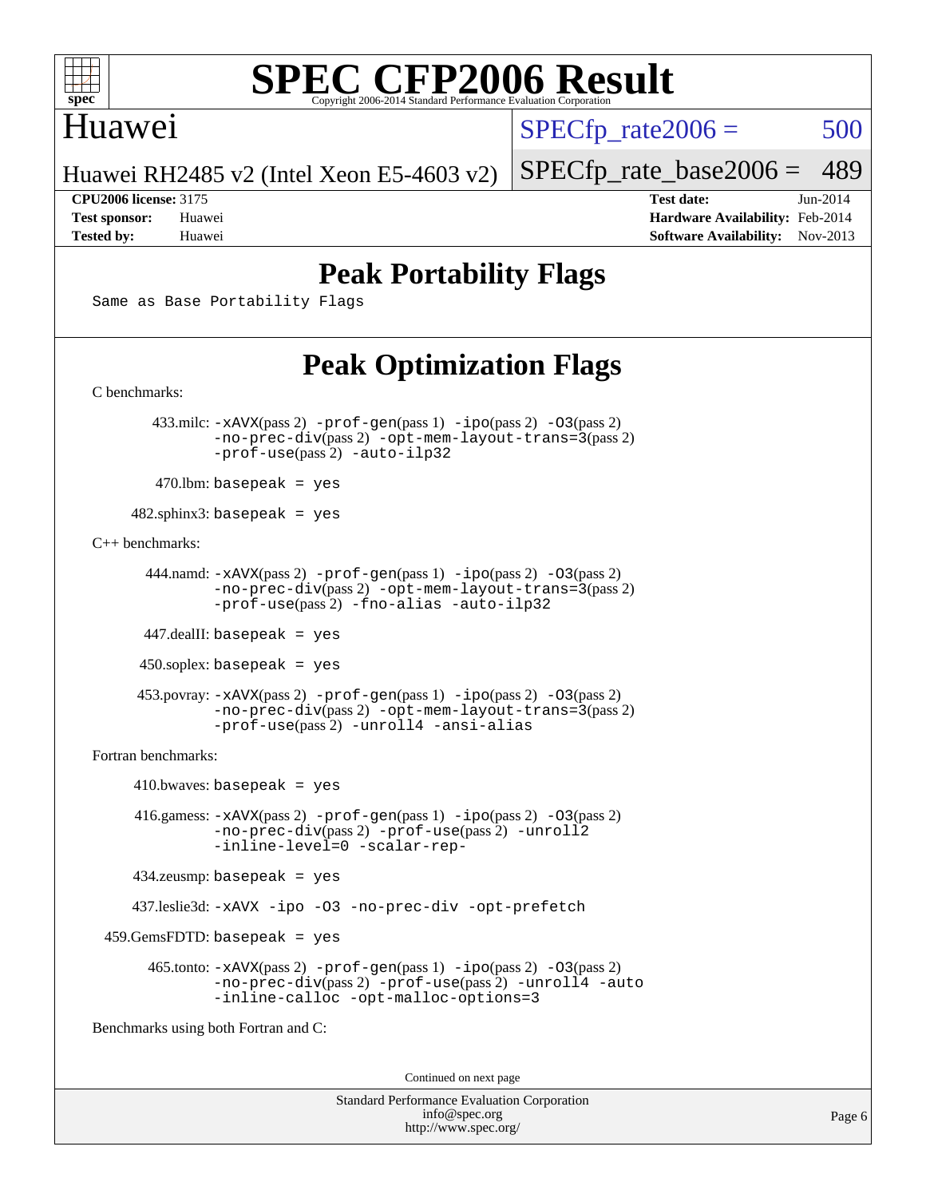Huawei

Huawei RH2485 v2 (Intel Xeon E5-4603 v2)

SPECfp_rate2006 = 500

SPECfp_rate_base2006 = 489

**CPU2006 license:** 3175
**Test sponsor:** Huawei
**Tested by:** Huawei

**Test date:** Jun-2014
**Hardware Availability:** Feb-2014
**Software Availability:** Nov-2013

## Peak Portability Flags

Same as Base Portability Flags

## Peak Optimization Flags

C benchmarks:

433.milc: -xAVX(pass 2) -prof-gen(pass 1) -ipo(pass 2) -O3(pass 2) -no-prec-div(pass 2) -opt-mem-layout-trans=3(pass 2) -prof-use(pass 2) -auto-ilp32

470.lbm: basepeak = yes

482.sphinx3: basepeak = yes

C++ benchmarks:

444.namd: -xAVX(pass 2) -prof-gen(pass 1) -ipo(pass 2) -O3(pass 2) -no-prec-div(pass 2) -opt-mem-layout-trans=3(pass 2) -prof-use(pass 2) -fno-alias -auto-ilp32

447.dealII: basepeak = yes

450.soplex: basepeak = yes

453.povray: -xAVX(pass 2) -prof-gen(pass 1) -ipo(pass 2) -O3(pass 2) -no-prec-div(pass 2) -opt-mem-layout-trans=3(pass 2) -prof-use(pass 2) -unroll4 -ansi-alias

Fortran benchmarks:

410.bwaves: basepeak = yes

416.gamess: -xAVX(pass 2) -prof-gen(pass 1) -ipo(pass 2) -O3(pass 2) -no-prec-div(pass 2) -prof-use(pass 2) -unroll2 -inline-level=0 -scalar-rep-

434.zeusmp: basepeak = yes

437.leslie3d: -xAVX -ipo -O3 -no-prec-div -opt-prefetch

459.GemsFDTD: basepeak = yes

465.tonto: -xAVX(pass 2) -prof-gen(pass 1) -ipo(pass 2) -O3(pass 2) -no-prec-div(pass 2) -prof-use(pass 2) -unroll4 -auto -inline-calloc -opt-malloc-options=3

Benchmarks using both Fortran and C:

Continued on next page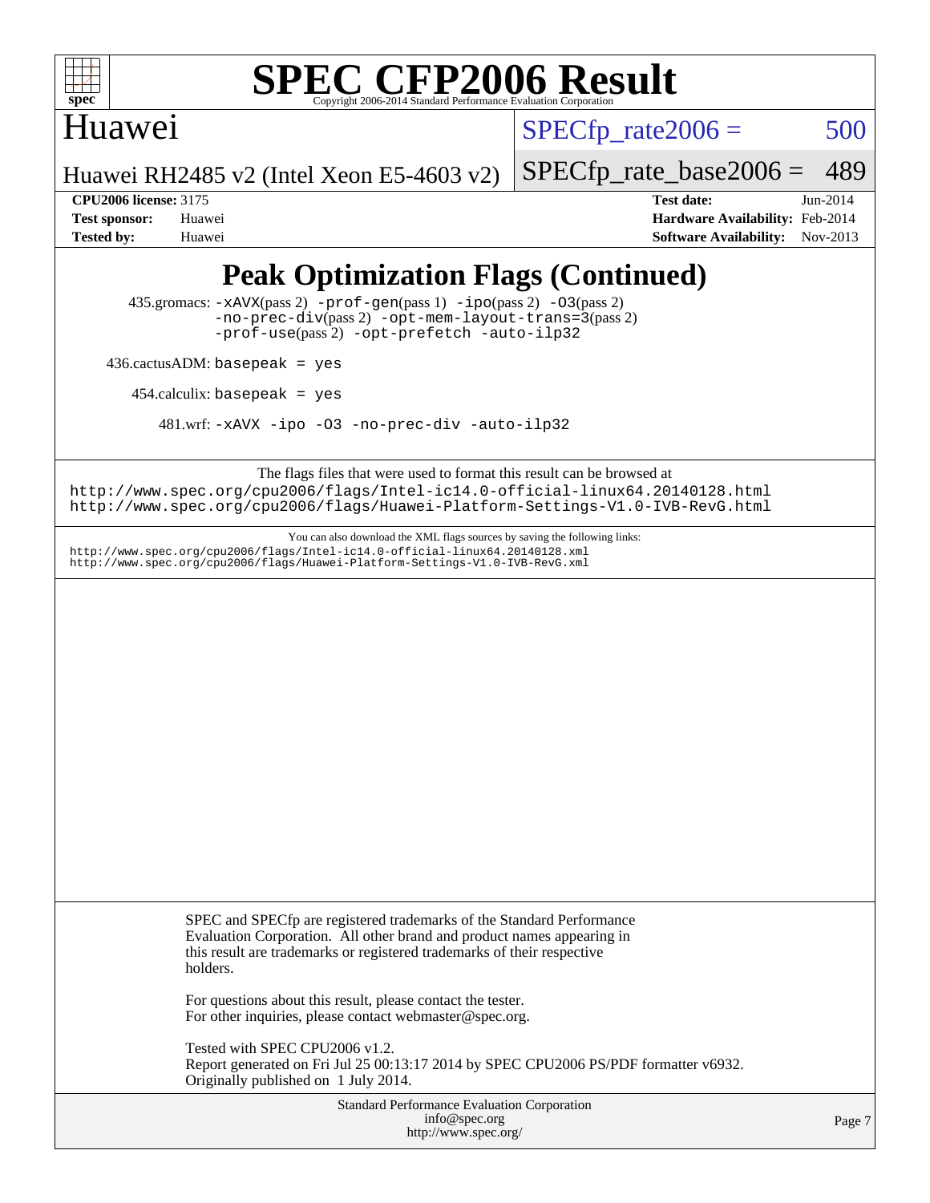# Peak Optimization Flags (Continued)

435.gromacs: -xAVX(pass 2) -prof-gen(pass 1) -ipo(pass 2) -O3(pass 2) -no-prec-div(pass 2) -opt-mem-layout-trans=3(pass 2) -prof-use(pass 2) -opt-prefetch -auto-ilp32

436.cactusADM: basepeak = yes

454.calculix: basepeak = yes

481.wrf: -xAVX -ipo -O3 -no-prec-div -auto-ilp32

The flags files that were used to format this result can be browsed at
http://www.spec.org/cpu2006/flags/Intel-ic14.0-official-linux64.20140128.html
http://www.spec.org/cpu2006/flags/Huawei-Platform-Settings-V1.0-IVB-RevG.html

You can also download the XML flags sources by saving the following links:
http://www.spec.org/cpu2006/flags/Intel-ic14.0-official-linux64.20140128.xml
http://www.spec.org/cpu2006/flags/Huawei-Platform-Settings-V1.0-IVB-RevG.xml

SPEC and SPECfp are registered trademarks of the Standard Performance Evaluation Corporation. All other brand and product names appearing in this result are trademarks or registered trademarks of their respective holders.

For questions about this result, please contact the tester.
For other inquiries, please contact webmaster@spec.org.

Tested with SPEC CPU2006 v1.2.
Report generated on Fri Jul 25 00:13:17 2014 by SPEC CPU2006 PS/PDF formatter v6932.
Originally published on 1 July 2014.